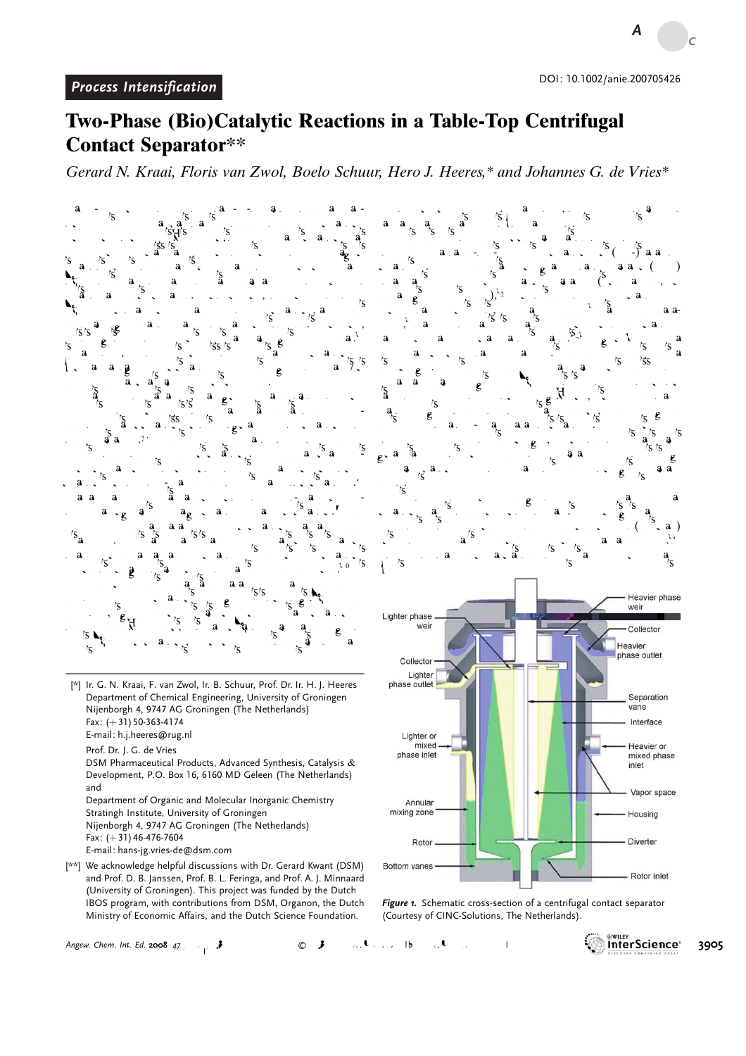Process Intensification

# Two-Phase (Bio)Catalytic Reactions in a Table-Top Centrifugal Contact Separator[**]

*Gerard N. Kraai, Floris van Zwol, Boelo Schuur, Hero J. Heeres,\* and Johannes G. de Vries\**

[*] Ir. G. N. Kraai, F. van Zwol, Ir. B. Schuur, Prof. Dr. Ir. H. J. Heeres
Department of Chemical Engineering, University of Groningen
Nijenborgh 4, 9747 AG Groningen (The Netherlands)
Fax: (+31) 50-363-4174
E-mail: h.j.heeres@rug.nl

Prof. Dr. J. G. de Vries
DSM Pharmaceutical Products, Advanced Synthesis, Catalysis & Development, P.O. Box 16, 6160 MD Geleen (The Netherlands)
and
Department of Organic and Molecular Inorganic Chemistry
Stratingh Institute, University of Groningen
Nijenborgh 4, 9747 AG Groningen (The Netherlands)
Fax: (+31) 46-476-7604
E-mail: hans-jg.vries-de@dsm.com

[**] We acknowledge helpful discussions with Dr. Gerard Kwant (DSM) and Prof. D. B. Janssen, Prof. B. L. Feringa, and Prof. A. J. Minnaard (University of Groningen). This project was funded by the Dutch IBOS program, with contributions from DSM, Organon, the Dutch Ministry of Economic Affairs, and the Dutch Science Foundation.

*Figure 1.* Schematic cross-section of a centrifugal contact separator (Courtesy of CINC-Solutions, The Netherlands).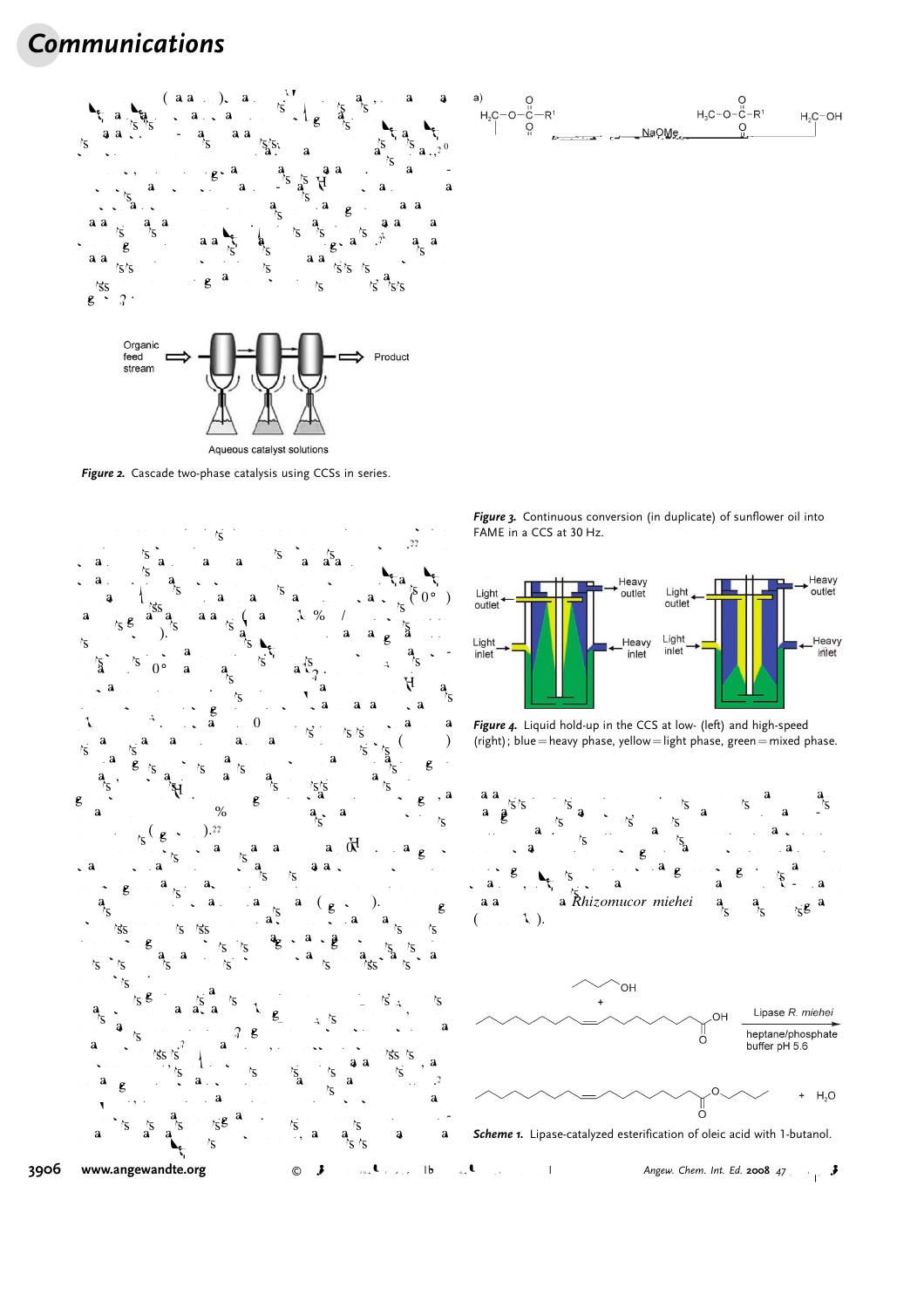Figure 2. Cascade two-phase catalysis using CCSs in series.

Figure 3. Continuous conversion (in duplicate) of sunflower oil into FAME in a CCS at 30 Hz.

Figure 4. Liquid hold-up in the CCS at low- (left) and high-speed (right); blue = heavy phase, yellow = light phase, green = mixed phase.

Rhizomucor miehei

Scheme 1. Lipase-catalyzed esterification of oleic acid with 1-butanol.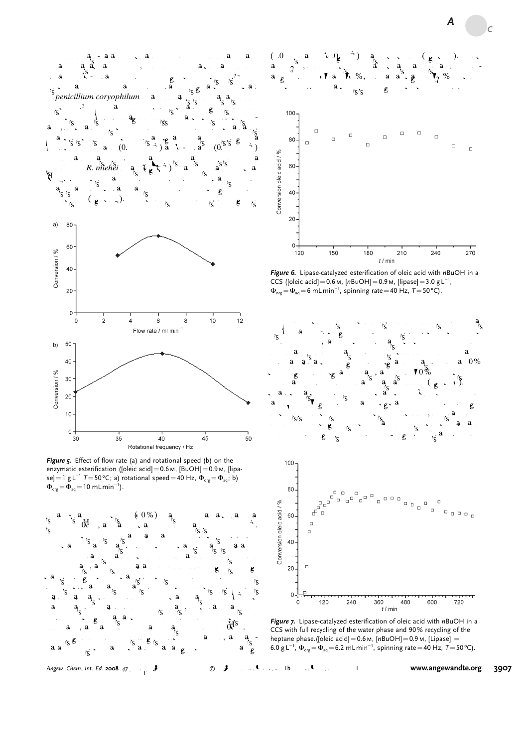**Figure 5.** Effect of flow rate (a) and rotational speed (b) on the enzymatic esterification ([oleic acid] = 0.6 M, [BuOH] = 0.9 M, [lipase] = 1 g $L^{-1}$ T = 50 °C; a) rotational speed = 40 Hz, $\Phi_{org} = \Phi_{aq}$; b) $\Phi_{org} = \Phi_{aq} = 10$ mL $min^{-1}$).

**Figure 6.** Lipase-catalyzed esterification of oleic acid with *n*BuOH in a CCS ([oleic acid] = 0.6 M, [*n*BuOH] = 0.9 M, [lipase] = 3.0 g $L^{-1}$, $\Phi_{org} = \Phi_{aq} = 6$ mL $min^{-1}$, spinning rate = 40 Hz, T = 50 °C).

**Figure 7.** Lipase-catalyzed esterification of oleic acid with *n*BuOH in a CCS with full recycling of the water phase and 90% recycling of the heptane phase. ([oleic acid] = 0.6 M, [*n*BuOH] = 0.9 M, [Lipase] = 6.0 g $L^{-1}$, $\Phi_{org} = \Phi_{aq} = 6.2$ mL $min^{-1}$, spinning rate = 40 Hz, T = 50 °C).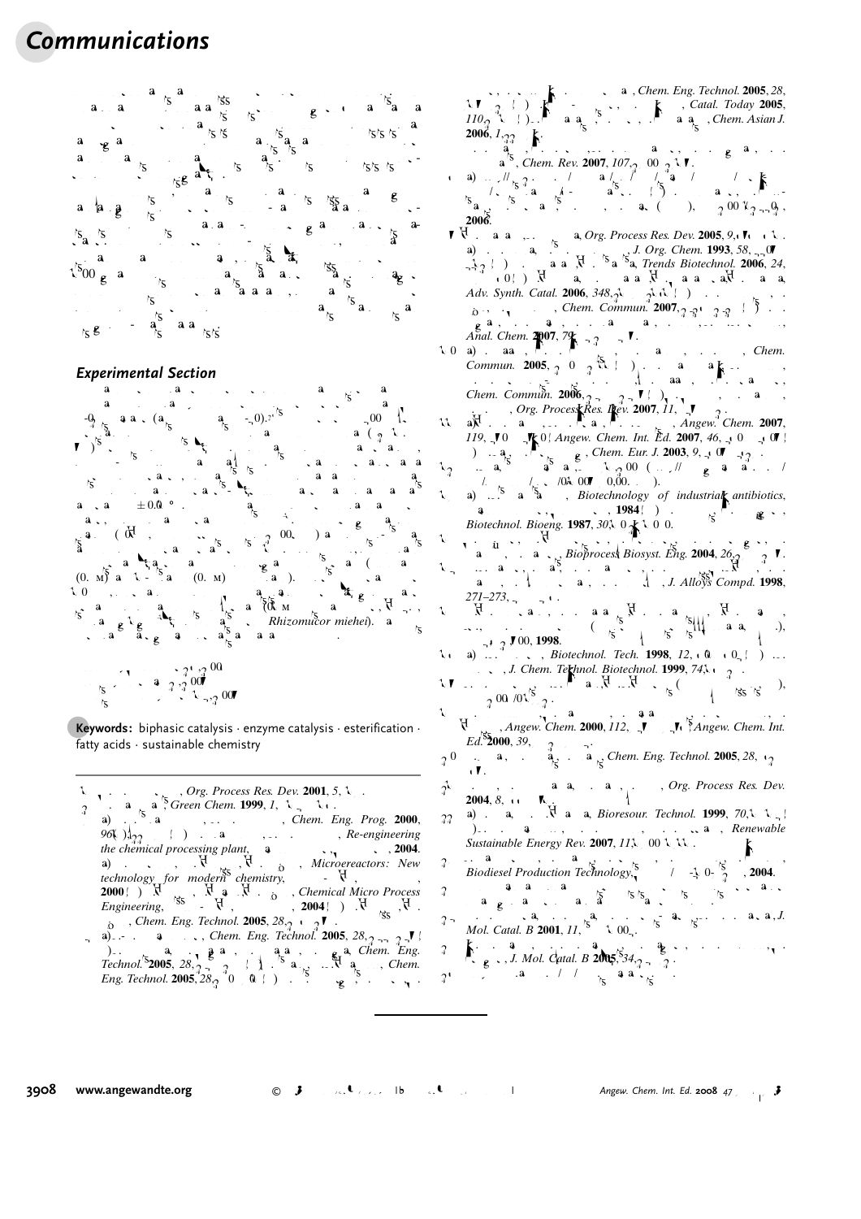## Experimental Section

… (… M) … (… M) … *Rhizomucor miehei*) …

**Keywords:** biphasic catalysis · enzyme catalysis · esterification · fatty acids · sustainable chemistry

---

[1] …, *Org. Process Res. Dev.* **2001**, *5*, …

[2] …, *Green Chem.* **1999**, *1*, …

[3] a) …, *Chem. Eng. Prog.* **2000**, *96*(…) …; b) …, *Re-engineering the chemical processing plant*, …, **2004**.

[4] a) …, *Microreactors: New technology for modern chemistry*, …, **2000**; b) …, *Chemical Micro Process Engineering*, …, **2004**; c) …, *Chem. Eng. Technol.* **2005**, *28*, …

[5] a) …, *Chem. Eng. Technol.* **2005**, *28*, …; b) …, *Chem. Eng. Technol.* **2005**, *28*, …; c) …, *Chem. Eng. Technol.* **2005**, *28*, …; d) …, *Chem. Eng. Technol.* **2005**, *28*, …; e) …, *Catal. Today* **2005**, *110*, …; f) …, *Chem. Asian J.* **2006**, *1*, …

[6] …, *Chem. Rev.* **2007**, *107*, …

[7] a) … **2006**.

[8] …, *Org. Process Res. Dev.* **2005**, *9*, …

[9] a) …, *J. Org. Chem.* **1993**, *58*, …; b) …, *Trends Biotechnol.* **2006**, *24*, …; c) …, *Adv. Synth. Catal.* **2006**, *348*, …; d) …, *Chem. Commun.* **2007**, …; e) …, *Anal. Chem.* **2007**, *79*, …

[10] a) …, *Chem. Commun.* **2005**, …; b) …, *Chem. Commun.* **2006**, …; c) …, *Org. Process Res. Dev.* **2007**, *11*, …

[11] a) …, *Angew. Chem.* **2007**, *119*, …; *Angew. Chem. Int. Ed.* **2007**, *46*, …; b) …, *Chem. Eur. J.* **2003**, *9*, …

[12] …

[13] a) …, *Biotechnology of industrial antibiotics*, …, **1984**; b) …, *Biotechnol. Bioeng.* **1987**, *30*, …

[14] …, *Bioprocess Biosyst. Eng.* **2004**, *26*, …

[15] …, *J. Alloys Compd.* **1998**, *271–273*, …

[16] …, **1998**.

[17] a) …, *Biotechnol. Tech.* **1998**, *12*, …; b) …, *J. Chem. Technol. Biotechnol.* **1999**, *74*, …

[18] …

[19] …, *Angew. Chem.* **2000**, *112*, …; *Angew. Chem. Int. Ed.* **2000**, *39*, …

[20] …, *Chem. Eng. Technol.* **2005**, *28*, …

[21] …, *Org. Process Res. Dev.* **2004**, *8*, …

[22] a) …, *Bioresour. Technol.* **1999**, *70*, …; b) …, *Renewable Sustainable Energy Rev.* **2007**, *11*, …

[23] …, *Biodiesel Production Technology*, …, **2004**.

[24] …

[25] …, *J. Mol. Catal. B* **2001**, *11*, …

[26] …, *J. Mol. Catal. B* **2005**, *34*, …

[27] …